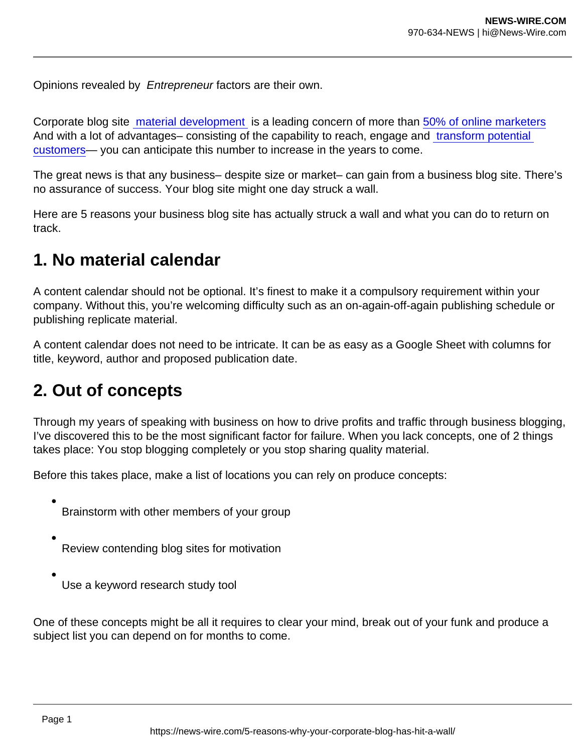Opinions revealed by *Entrepreneur* factors are their own.

Corporate blog site material development is a leading concern of more than 50% of online marketers And with a lot of advantages– consisting of the capability to reach, engage and transform potential customers— you can anticipate this number to increase in the years to come.

The great news is that any business– despite size or market– can gain from a business blog site. There's no assurance of success. Your blog site might one day struck a wall.

Here are 5 reasons your business blog site has actually struck a wall and what you can do to return on track.

## 1. No material calendar

A content calendar should not be optional. It's finest to make it a compulsory requirement within your company. Without this, you're welcoming difficulty such as an on-again-off-again publishing schedule or publishing replicate material.

A content calendar does not need to be intricate. It can be as easy as a Google Sheet with columns for title, keyword, author and proposed publication date.

## 2. Out of concepts

Through my years of speaking with business on how to drive profits and traffic through business blogging, I've discovered this to be the most significant factor for failure. When you lack concepts, one of 2 things takes place: You stop blogging completely or you stop sharing quality material.

Before this takes place, make a list of locations you can rely on produce concepts:

- Brainstorm with other members of your group
- Review contending blog sites for motivation
- Use a keyword research study tool

One of these concepts might be all it requires to clear your mind, break out of your funk and produce a subject list you can depend on for months to come.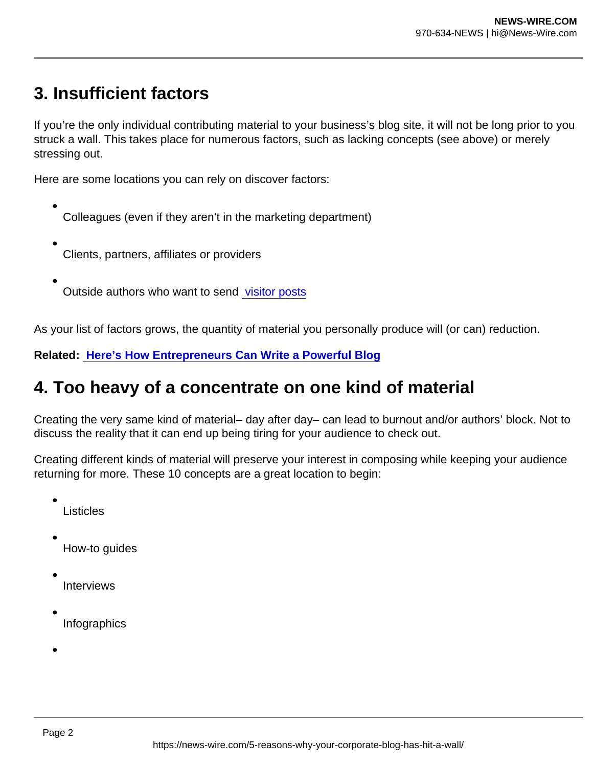## 3. Insufficient factors

If you're the only individual contributing material to your business's blog site, it will not be long prior to you struck a wall. This takes place for numerous factors, such as lacking concepts (see above) or merely stressing out.

Here are some locations you can rely on discover factors:

- Colleagues (even if they aren't in the marketing department)
- Clients, partners, affiliates or providers
- Outside authors who want to send visitor posts

As your list of factors grows, the quantity of material you personally produce will (or can) reduction.

**Related: Here's How Entrepreneurs Can Write a Powerful Blog**

## 4. Too heavy of a concentrate on one kind of material

Creating the very same kind of material– day after day– can lead to burnout and/or authors' block. Not to discuss the reality that it can end up being tiring for your audience to check out.

Creating different kinds of material will preserve your interest in composing while keeping your audience returning for more. These 10 concepts are a great location to begin:

- Listicles
- How-to guides
- Interviews
- Infographics
-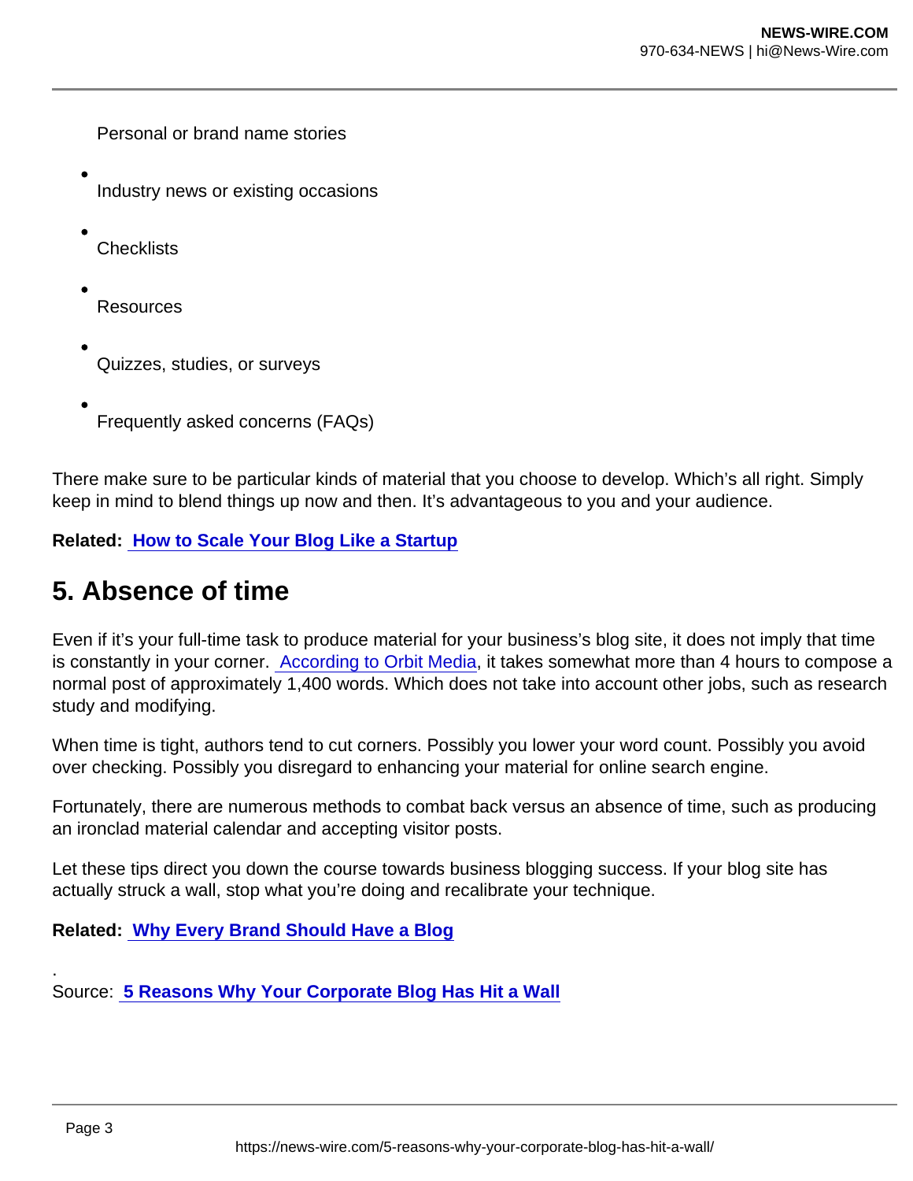- Personal or brand name stories
- Industry news or existing occasions
- Checklists
- Resources
- Quizzes, studies, or surveys
- Frequently asked concerns (FAQs)

There make sure to be particular kinds of material that you choose to develop. Which's all right. Simply keep in mind to blend things up now and then. It's advantageous to you and your audience.

**Related: How to Scale Your Blog Like a Startup**

## 5. Absence of time

Even if it's your full-time task to produce material for your business's blog site, it does not imply that time is constantly in your corner. According to Orbit Media, it takes somewhat more than 4 hours to compose a normal post of approximately 1,400 words. Which does not take into account other jobs, such as research study and modifying.

When time is tight, authors tend to cut corners. Possibly you lower your word count. Possibly you avoid over checking. Possibly you disregard to enhancing your material for online search engine.

Fortunately, there are numerous methods to combat back versus an absence of time, such as producing an ironclad material calendar and accepting visitor posts.

Let these tips direct you down the course towards business blogging success. If your blog site has actually struck a wall, stop what you're doing and recalibrate your technique.

**Related: Why Every Brand Should Have a Blog**

.
Source: **5 Reasons Why Your Corporate Blog Has Hit a Wall**